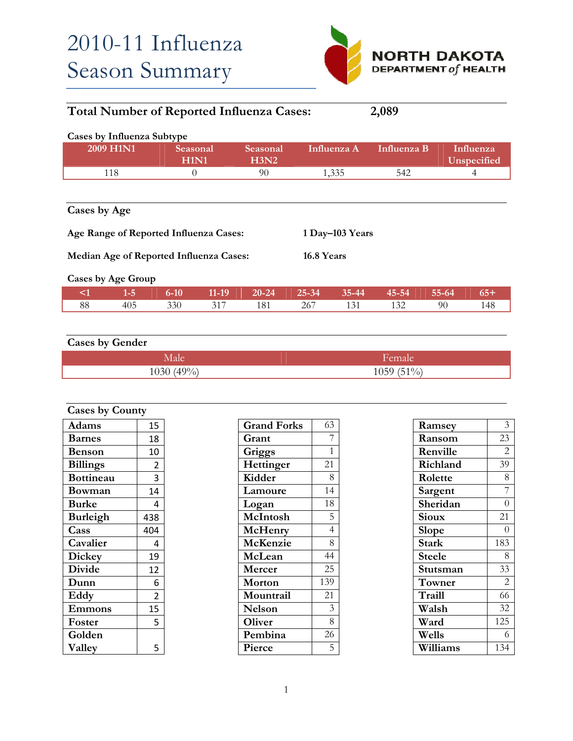# 2010-11 Influenza Season Summary

NORTH DAKOTA DEPARTMENT *of* HEALTH

**Total Number of Reported Influenza Cases: 2,089**

**Cases by Influenza Subtype**

| 2009 H1N1 | Seasonal H1N1 | Seasonal H3N2 | Influenza A | Influenza B | Influenza Unspecified |
|---|---|---|---|---|---|
| 118 | 0 | 90 | 1,335 | 542 | 4 |

## Cases by Age

**Age Range of Reported Influenza Cases:** **1 Day–103 Years**

**Median Age of Reported Influenza Cases:** **16.8 Years**

**Cases by Age Group**

| <1 | 1-5 | 6-10 | 11-19 | 20-24 | 25-34 | 35-44 | 45-54 | 55-64 | 65+ |
|---|---|---|---|---|---|---|---|---|---|
| 88 | 405 | 330 | 317 | 181 | 267 | 131 | 132 | 90 | 148 |

## Cases by Gender

| Male | Female |
|---|---|
| 1030 (49%) | 1059 (51%) |

## Cases by County

| County | Cases |
|---|---|
| Adams | 15 |
| Barnes | 18 |
| Benson | 10 |
| Billings | 2 |
| Bottineau | 3 |
| Bowman | 14 |
| Burke | 4 |
| Burleigh | 438 |
| Cass | 404 |
| Cavalier | 4 |
| Dickey | 19 |
| Divide | 12 |
| Dunn | 6 |
| Eddy | 2 |
| Emmons | 15 |
| Foster | 5 |
| Golden Valley | 5 |
| Grand Forks | 63 |
| Grant | 7 |
| Griggs | 1 |
| Hettinger | 21 |
| Kidder | 8 |
| Lamoure | 14 |
| Logan | 18 |
| McIntosh | 5 |
| McHenry | 4 |
| McKenzie | 8 |
| McLean | 44 |
| Mercer | 25 |
| Morton | 139 |
| Mountrail | 21 |
| Nelson | 3 |
| Oliver | 8 |
| Pembina | 26 |
| Pierce | 5 |
| Ramsey | 3 |
| Ransom | 23 |
| Renville | 2 |
| Richland | 39 |
| Rolette | 8 |
| Sargent | 7 |
| Sheridan | 0 |
| Sioux | 21 |
| Slope | 0 |
| Stark | 183 |
| Steele | 8 |
| Stutsman | 33 |
| Towner | 2 |
| Traill | 66 |
| Walsh | 32 |
| Ward | 125 |
| Wells | 6 |
| Williams | 134 |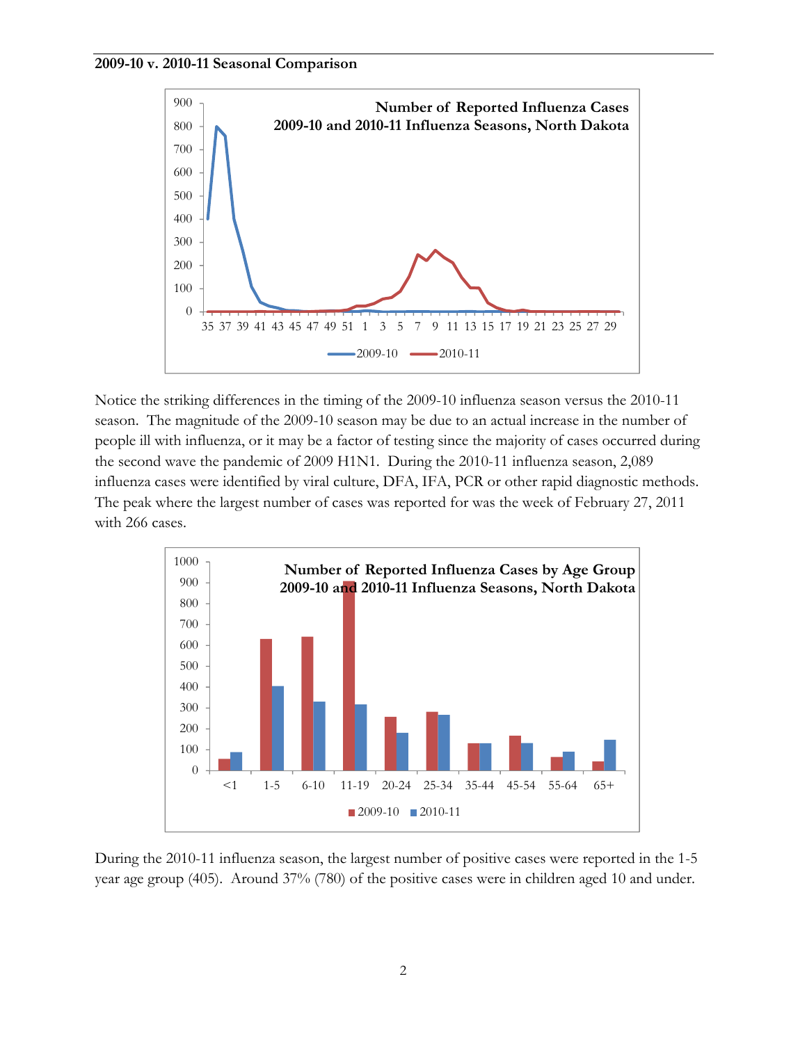**2009-10 v. 2010-11 Seasonal Comparison**

Notice the striking differences in the timing of the 2009-10 influenza season versus the 2010-11 season. The magnitude of the 2009-10 season may be due to an actual increase in the number of people ill with influenza, or it may be a factor of testing since the majority of cases occurred during the second wave the pandemic of 2009 H1N1. During the 2010-11 influenza season, 2,089 influenza cases were identified by viral culture, DFA, IFA, PCR or other rapid diagnostic methods. The peak where the largest number of cases was reported for was the week of February 27, 2011 with 266 cases.

During the 2010-11 influenza season, the largest number of positive cases were reported in the 1-5 year age group (405). Around 37% (780) of the positive cases were in children aged 10 and under.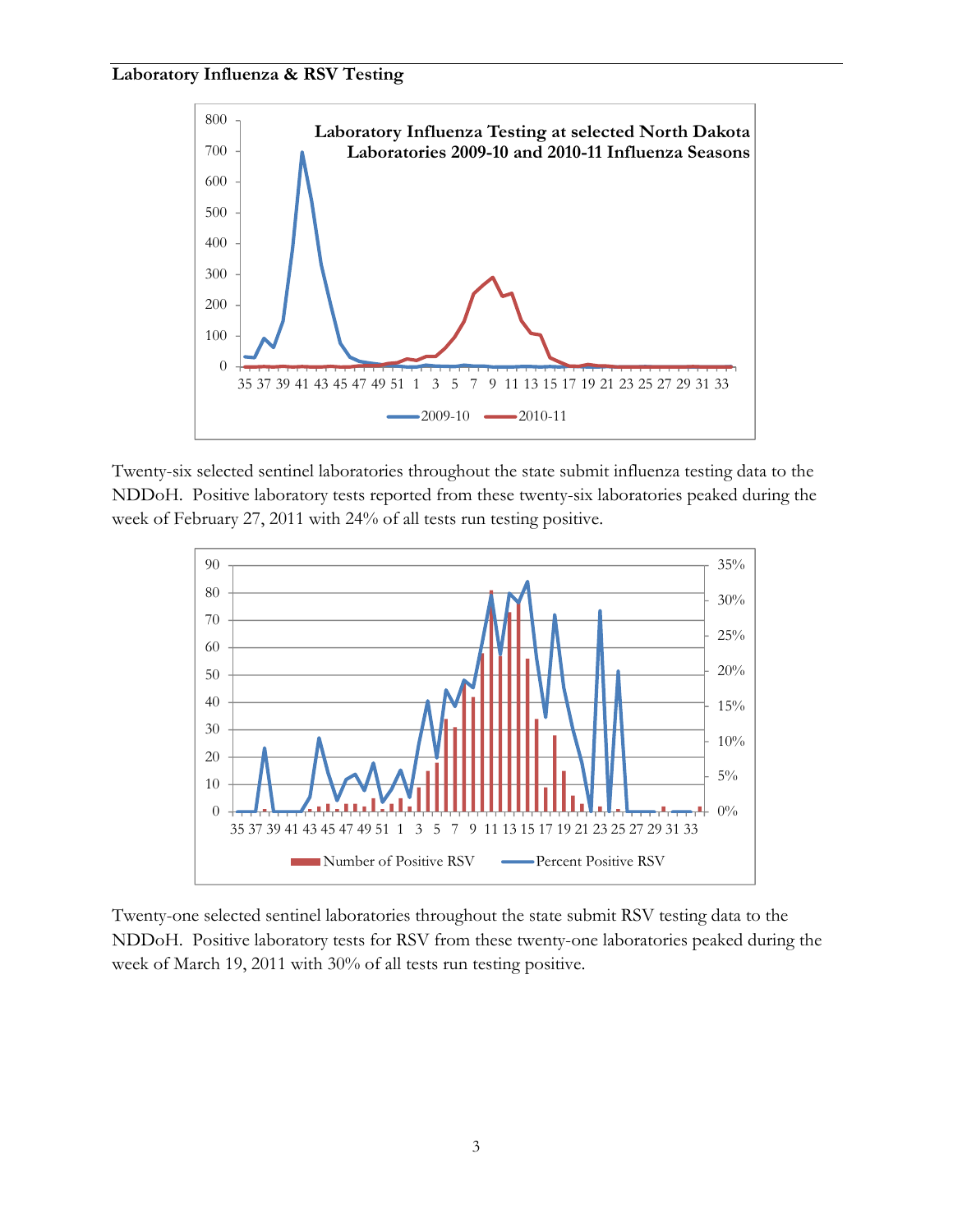**Laboratory Influenza & RSV Testing**

Twenty-six selected sentinel laboratories throughout the state submit influenza testing data to the NDDoH. Positive laboratory tests reported from these twenty-six laboratories peaked during the week of February 27, 2011 with 24% of all tests run testing positive.

Twenty-one selected sentinel laboratories throughout the state submit RSV testing data to the NDDoH. Positive laboratory tests for RSV from these twenty-one laboratories peaked during the week of March 19, 2011 with 30% of all tests run testing positive.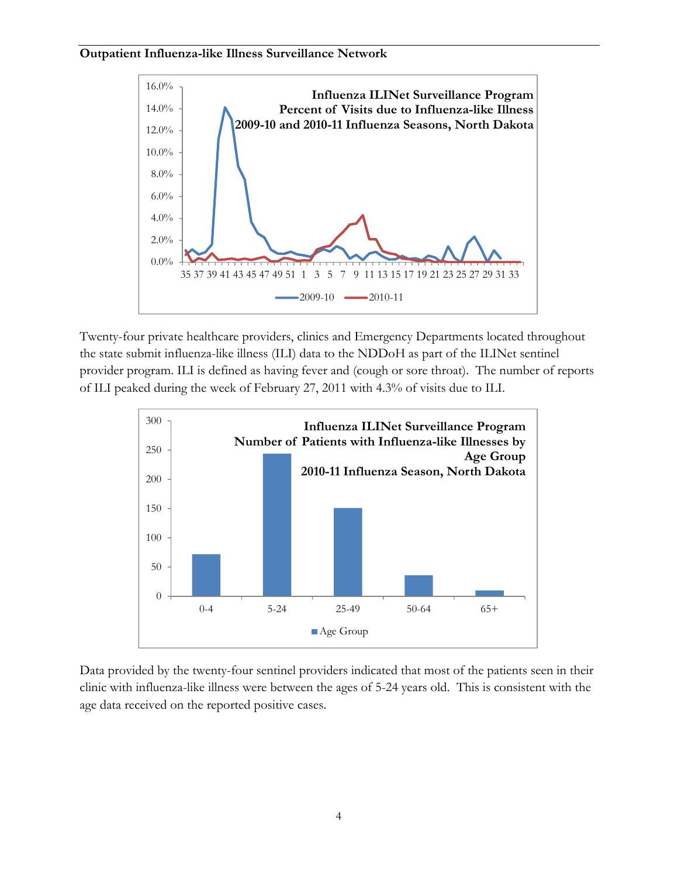## Outpatient Influenza-like Illness Surveillance Network

Influenza ILINet Surveillance Program
Percent of Visits due to Influenza-like Illness
2009-10 and 2010-11 Influenza Seasons, North Dakota

16.0%
14.0%
12.0%
10.0%
8.0%
6.0%
4.0%
2.0%
0.0%

35 37 39 41 43 45 47 49 51 1 3 5 7 9 11 13 15 17 19 21 23 25 27 29 31 33

2009-10 2010-11

Twenty-four private healthcare providers, clinics and Emergency Departments located throughout the state submit influenza-like illness (ILI) data to the NDDoH as part of the ILINet sentinel provider program. ILI is defined as having fever and (cough or sore throat). The number of reports of ILI peaked during the week of February 27, 2011 with 4.3% of visits due to ILI.

Influenza ILINet Surveillance Program
Number of Patients with Influenza-like Illnesses by Age Group
2010-11 Influenza Season, North Dakota

300
250
200
150
100
50
0

0-4
5-24
25-49
50-64
65+

Age Group

Data provided by the twenty-four sentinel providers indicated that most of the patients seen in their clinic with influenza-like illness were between the ages of 5-24 years old. This is consistent with the age data received on the reported positive cases.